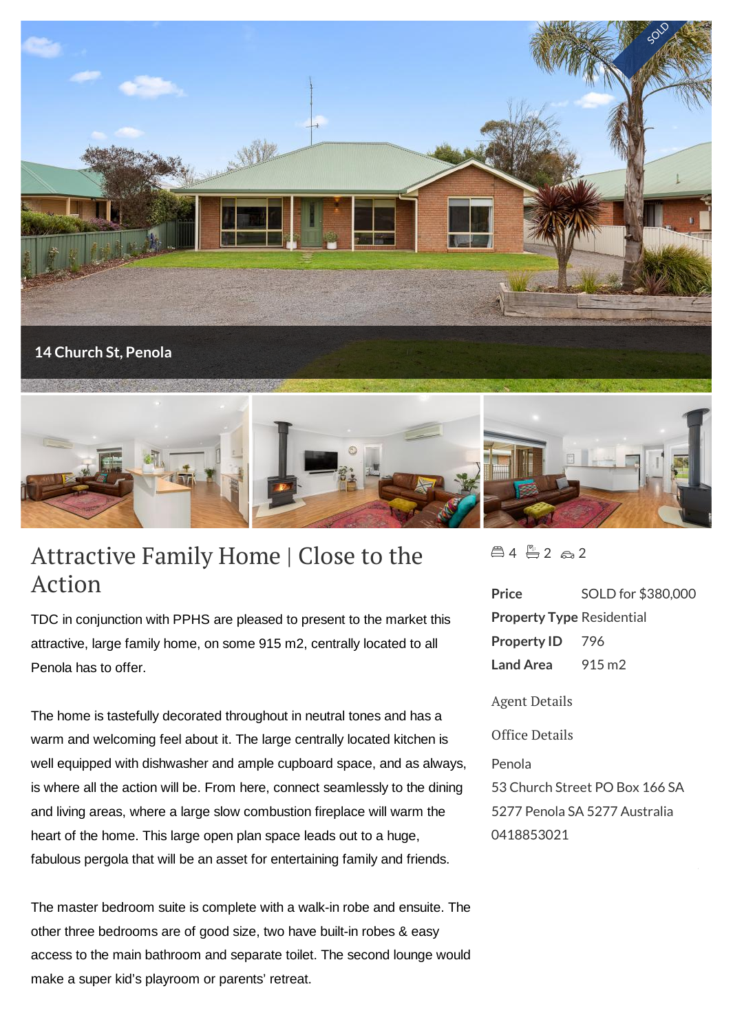14 Church St, Penola

# Attractive Family Home | Close to the Action

4 2 2

| | |
|---|---|
| **Price** | SOLD for $380,000 |
| **Property Type** | Residential |
| **Property ID** | 796 |
| **Land Area** | 915 m2 |

Agent Details

Office Details

Penola
53 Church Street PO Box 166 SA 5277 Penola SA 5277 Australia
0418853021

TDC in conjunction with PPHS are pleased to present to the market this attractive, large family home, on some 915 m2, centrally located to all Penola has to offer.

The home is tastefully decorated throughout in neutral tones and has a warm and welcoming feel about it. The large centrally located kitchen is well equipped with dishwasher and ample cupboard space, and as always, is where all the action will be. From here, connect seamlessly to the dining and living areas, where a large slow combustion fireplace will warm the heart of the home. This large open plan space leads out to a huge, fabulous pergola that will be an asset for entertaining family and friends.

The master bedroom suite is complete with a walk-in robe and ensuite. The other three bedrooms are of good size, two have built-in robes & easy access to the main bathroom and separate toilet. The second lounge would make a super kid's playroom or parents' retreat.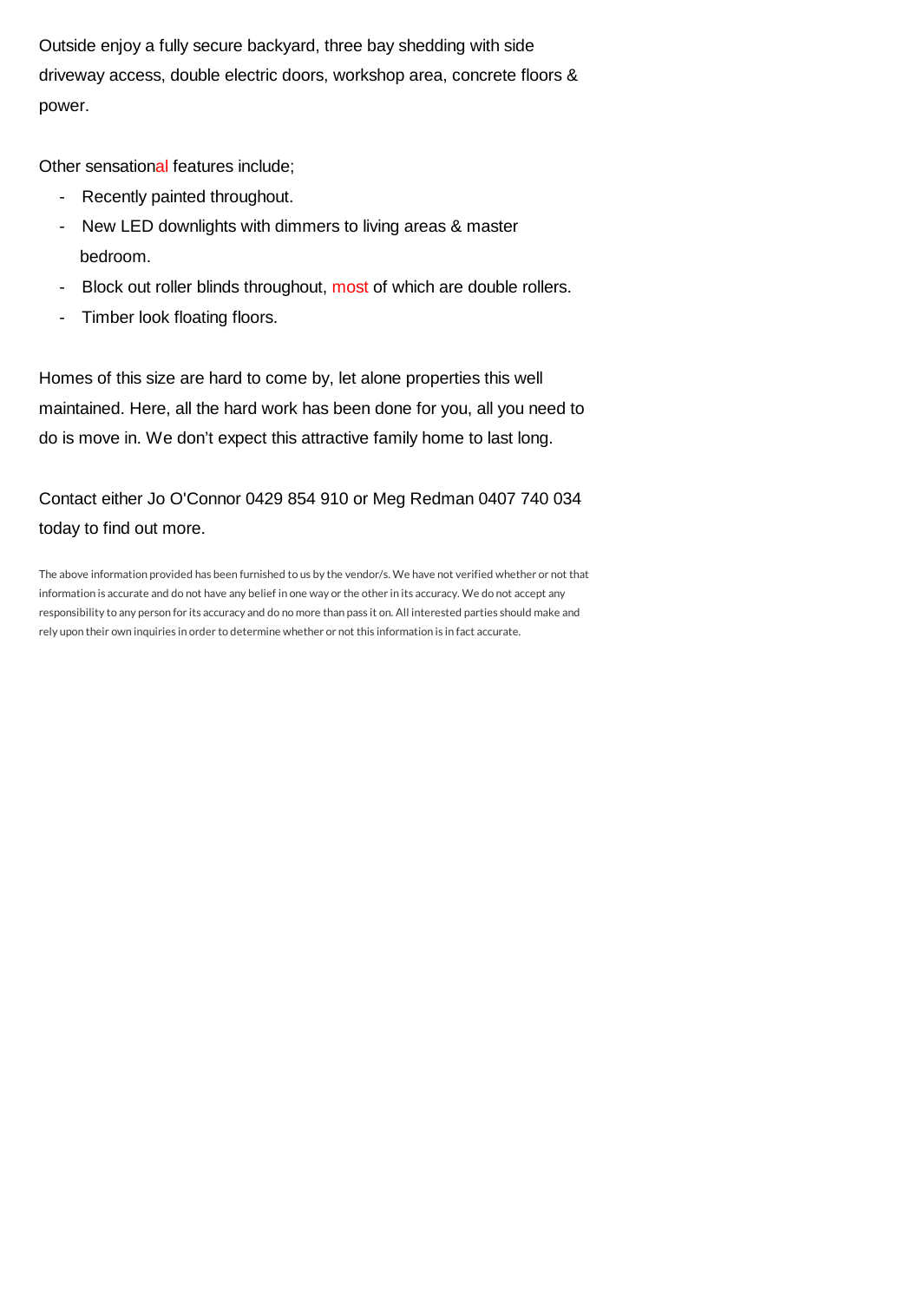Outside enjoy a fully secure backyard, three bay shedding with side driveway access, double electric doors, workshop area, concrete floors & power.

Other sensational features include;

- Recently painted throughout.
- New LED downlights with dimmers to living areas & master bedroom.
- Block out roller blinds throughout, most of which are double rollers.
- Timber look floating floors.

Homes of this size are hard to come by, let alone properties this well maintained. Here, all the hard work has been done for you, all you need to do is move in. We don't expect this attractive family home to last long.

Contact either Jo O'Connor 0429 854 910 or Meg Redman 0407 740 034 today to find out more.

The above information provided has been furnished to us by the vendor/s. We have not verified whether or not that information is accurate and do not have any belief in one way or the other in its accuracy. We do not accept any responsibility to any person for its accuracy and do no more than pass it on. All interested parties should make and rely upon their own inquiries in order to determine whether or not this information is in fact accurate.